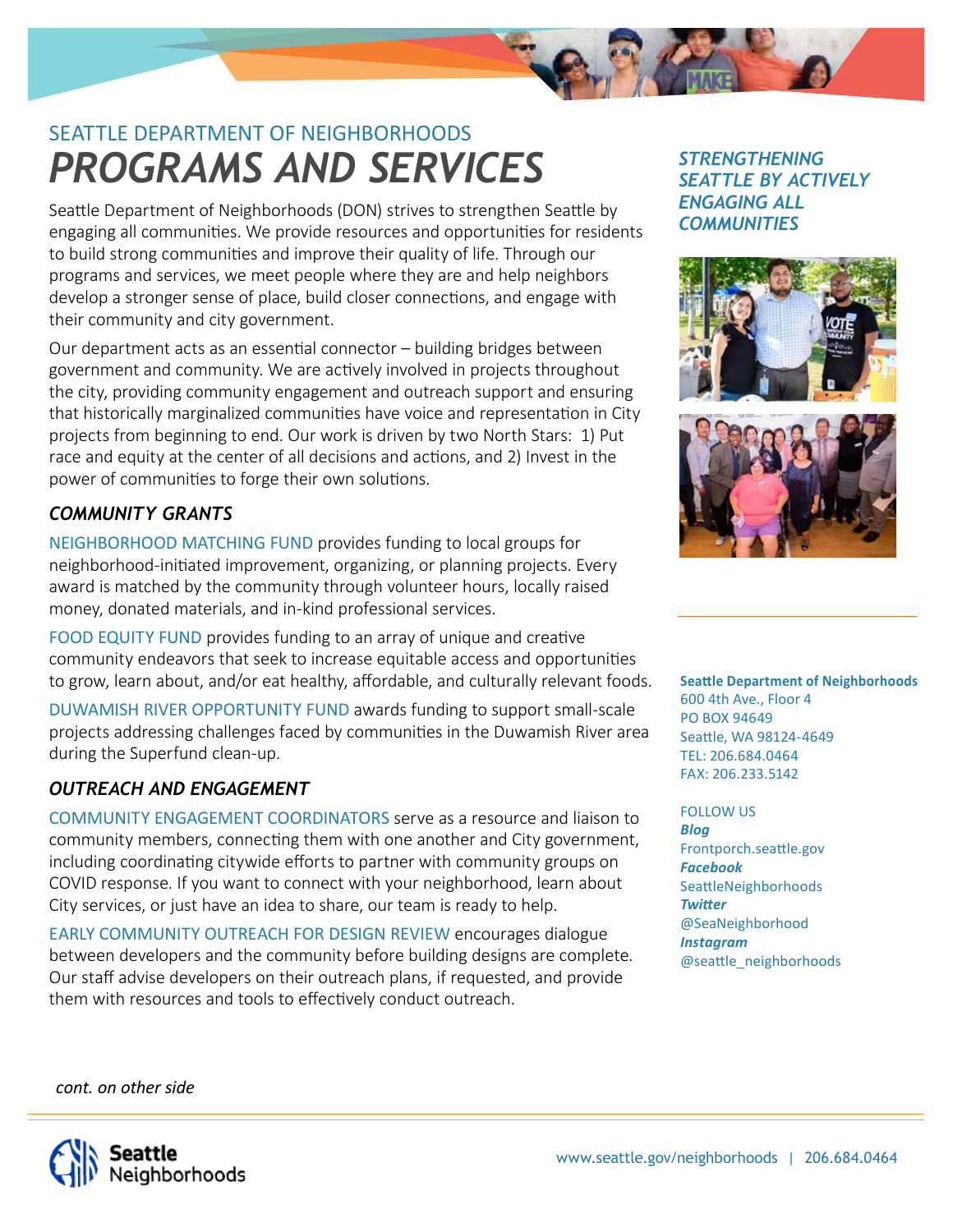SEATTLE DEPARTMENT OF NEIGHBORHOODS

# *PROGRAMS AND SERVICES*

Seattle Department of Neighborhoods (DON) strives to strengthen Seattle by engaging all communities. We provide resources and opportunities for residents to build strong communities and improve their quality of life. Through our programs and services, we meet people where they are and help neighbors develop a stronger sense of place, build closer connections, and engage with their community and city government.

Our department acts as an essential connector – building bridges between government and community. We are actively involved in projects throughout the city, providing community engagement and outreach support and ensuring that historically marginalized communities have voice and representation in City projects from beginning to end. Our work is driven by two North Stars: 1) Put race and equity at the center of all decisions and actions, and 2) Invest in the power of communities to forge their own solutions.

## *COMMUNITY GRANTS*

NEIGHBORHOOD MATCHING FUND provides funding to local groups for neighborhood-initiated improvement, organizing, or planning projects. Every award is matched by the community through volunteer hours, locally raised money, donated materials, and in-kind professional services.

FOOD EQUITY FUND provides funding to an array of unique and creative community endeavors that seek to increase equitable access and opportunities to grow, learn about, and/or eat healthy, affordable, and culturally relevant foods.

DUWAMISH RIVER OPPORTUNITY FUND awards funding to support small-scale projects addressing challenges faced by communities in the Duwamish River area during the Superfund clean-up.

## *OUTREACH AND ENGAGEMENT*

COMMUNITY ENGAGEMENT COORDINATORS serve as a resource and liaison to community members, connecting them with one another and City government, including coordinating citywide efforts to partner with community groups on COVID response. If you want to connect with your neighborhood, learn about City services, or just have an idea to share, our team is ready to help.

EARLY COMMUNITY OUTREACH FOR DESIGN REVIEW encourages dialogue between developers and the community before building designs are complete. Our staff advise developers on their outreach plans, if requested, and provide them with resources and tools to effectively conduct outreach.

*cont. on other side*

***STRENGTHENING SEATTLE BY ACTIVELY ENGAGING ALL COMMUNITIES***

**Seattle Department of Neighborhoods**
600 4th Ave., Floor 4
PO BOX 94649
Seattle, WA 98124-4649
TEL: 206.684.0464
FAX: 206.233.5142

FOLLOW US
***Blog***
Frontporch.seattle.gov
***Facebook***
SeattleNeighborhoods
***Twitter***
@SeaNeighborhood
***Instagram***
@seattle_neighborhoods

Seattle Neighborhoods

www.seattle.gov/neighborhoods | 206.684.0464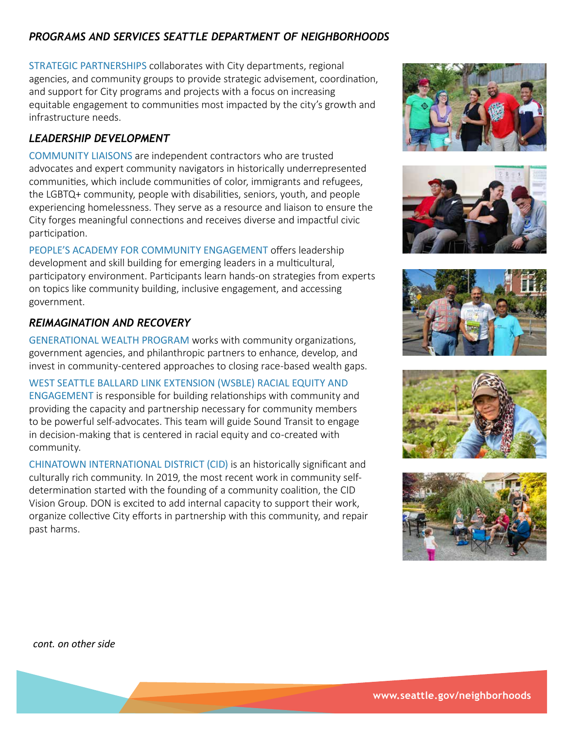## *PROGRAMS AND SERVICES SEATTLE DEPARTMENT OF NEIGHBORHOODS*

STRATEGIC PARTNERSHIPS collaborates with City departments, regional agencies, and community groups to provide strategic advisement, coordination, and support for City programs and projects with a focus on increasing equitable engagement to communities most impacted by the city's growth and infrastructure needs.

### *LEADERSHIP DEVELOPMENT*

COMMUNITY LIAISONS are independent contractors who are trusted advocates and expert community navigators in historically underrepresented communities, which include communities of color, immigrants and refugees, the LGBTQ+ community, people with disabilities, seniors, youth, and people experiencing homelessness. They serve as a resource and liaison to ensure the City forges meaningful connections and receives diverse and impactful civic participation.

PEOPLE'S ACADEMY FOR COMMUNITY ENGAGEMENT offers leadership development and skill building for emerging leaders in a multicultural, participatory environment. Participants learn hands-on strategies from experts on topics like community building, inclusive engagement, and accessing government.

### *REIMAGINATION AND RECOVERY*

GENERATIONAL WEALTH PROGRAM works with community organizations, government agencies, and philanthropic partners to enhance, develop, and invest in community-centered approaches to closing race-based wealth gaps.

WEST SEATTLE BALLARD LINK EXTENSION (WSBLE) RACIAL EQUITY AND ENGAGEMENT is responsible for building relationships with community and providing the capacity and partnership necessary for community members to be powerful self-advocates. This team will guide Sound Transit to engage in decision-making that is centered in racial equity and co-created with community.

CHINATOWN INTERNATIONAL DISTRICT (CID) is an historically significant and culturally rich community. In 2019, the most recent work in community self-determination started with the founding of a community coalition, the CID Vision Group. DON is excited to add internal capacity to support their work, organize collective City efforts in partnership with this community, and repair past harms.

*cont. on other side*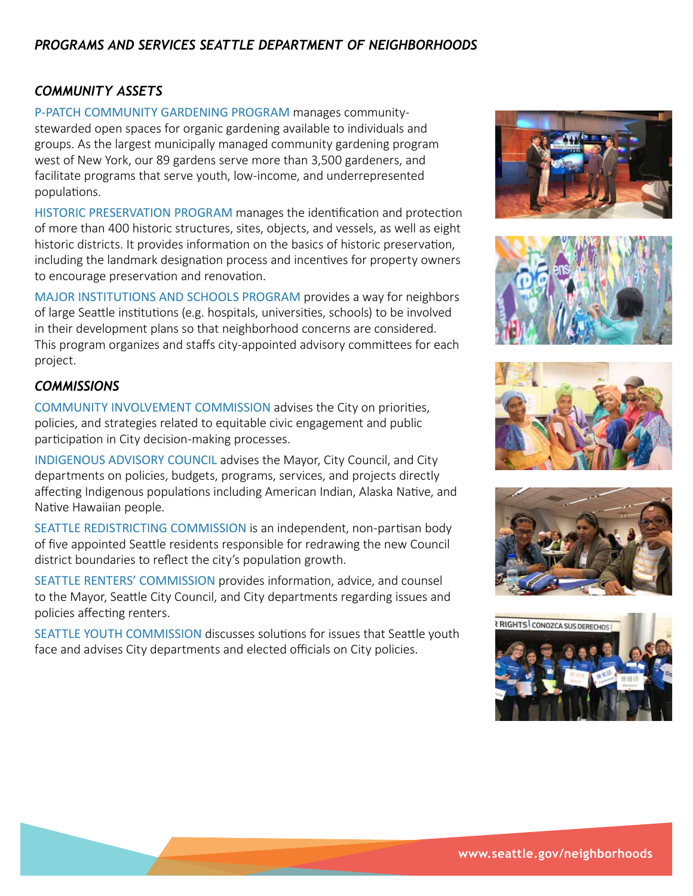## PROGRAMS AND SERVICES SEATTLE DEPARTMENT OF NEIGHBORHOODS

### COMMUNITY ASSETS

P-PATCH COMMUNITY GARDENING PROGRAM manages community-stewarded open spaces for organic gardening available to individuals and groups. As the largest municipally managed community gardening program west of New York, our 89 gardens serve more than 3,500 gardeners, and facilitate programs that serve youth, low-income, and underrepresented populations.

HISTORIC PRESERVATION PROGRAM manages the identification and protection of more than 400 historic structures, sites, objects, and vessels, as well as eight historic districts. It provides information on the basics of historic preservation, including the landmark designation process and incentives for property owners to encourage preservation and renovation.

MAJOR INSTITUTIONS AND SCHOOLS PROGRAM provides a way for neighbors of large Seattle institutions (e.g. hospitals, universities, schools) to be involved in their development plans so that neighborhood concerns are considered. This program organizes and staffs city-appointed advisory committees for each project.

### COMMISSIONS

COMMUNITY INVOLVEMENT COMMISSION advises the City on priorities, policies, and strategies related to equitable civic engagement and public participation in City decision-making processes.

INDIGENOUS ADVISORY COUNCIL advises the Mayor, City Council, and City departments on policies, budgets, programs, services, and projects directly affecting Indigenous populations including American Indian, Alaska Native, and Native Hawaiian people.

SEATTLE REDISTRICTING COMMISSION is an independent, non-partisan body of five appointed Seattle residents responsible for redrawing the new Council district boundaries to reflect the city's population growth.

SEATTLE RENTERS' COMMISSION provides information, advice, and counsel to the Mayor, Seattle City Council, and City departments regarding issues and policies affecting renters.

SEATTLE YOUTH COMMISSION discusses solutions for issues that Seattle youth face and advises City departments and elected officials on City policies.

www.seattle.gov/neighborhoods